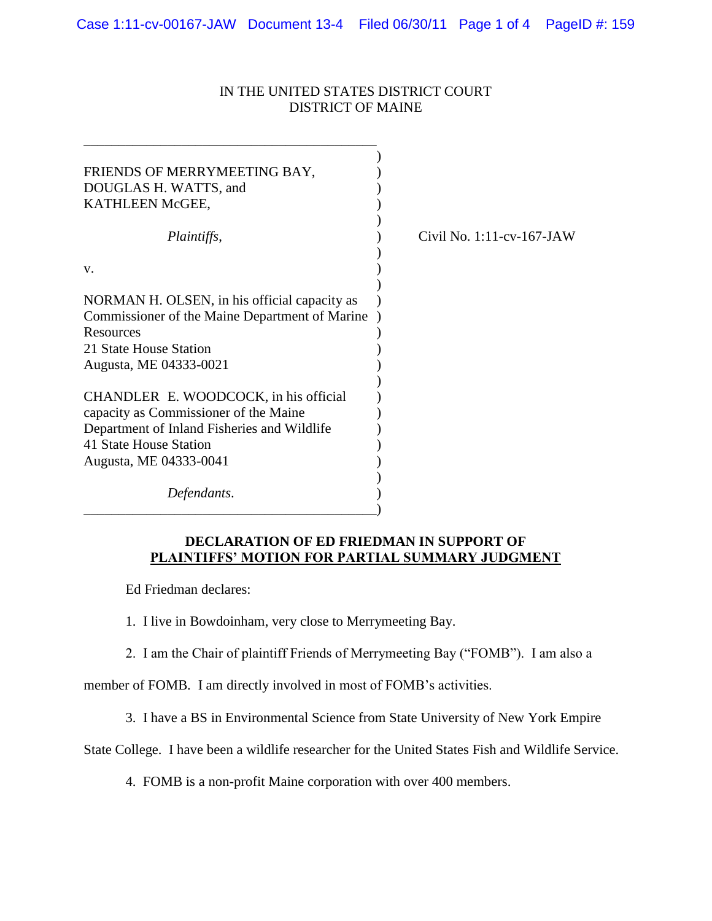IN THE UNITED STATES DISTRICT COURT
DISTRICT OF MAINE

FRIENDS OF MERRYMEETING BAY,
DOUGLAS H. WATTS, and
KATHLEEN McGEE,

*Plaintiffs,*

v.

NORMAN H. OLSEN, in his official capacity as Commissioner of the Maine Department of Marine Resources
21 State House Station
Augusta, ME 04333-0021

CHANDLER E. WOODCOCK, in his official capacity as Commissioner of the Maine Department of Inland Fisheries and Wildlife
41 State House Station
Augusta, ME 04333-0041

*Defendants.*

Civil No. 1:11-cv-167-JAW

**DECLARATION OF ED FRIEDMAN IN SUPPORT OF PLAINTIFFS' MOTION FOR PARTIAL SUMMARY JUDGMENT**

Ed Friedman declares:

1. I live in Bowdoinham, very close to Merrymeeting Bay.

2. I am the Chair of plaintiff Friends of Merrymeeting Bay ("FOMB"). I am also a member of FOMB. I am directly involved in most of FOMB's activities.

3. I have a BS in Environmental Science from State University of New York Empire State College. I have been a wildlife researcher for the United States Fish and Wildlife Service.

4. FOMB is a non-profit Maine corporation with over 400 members.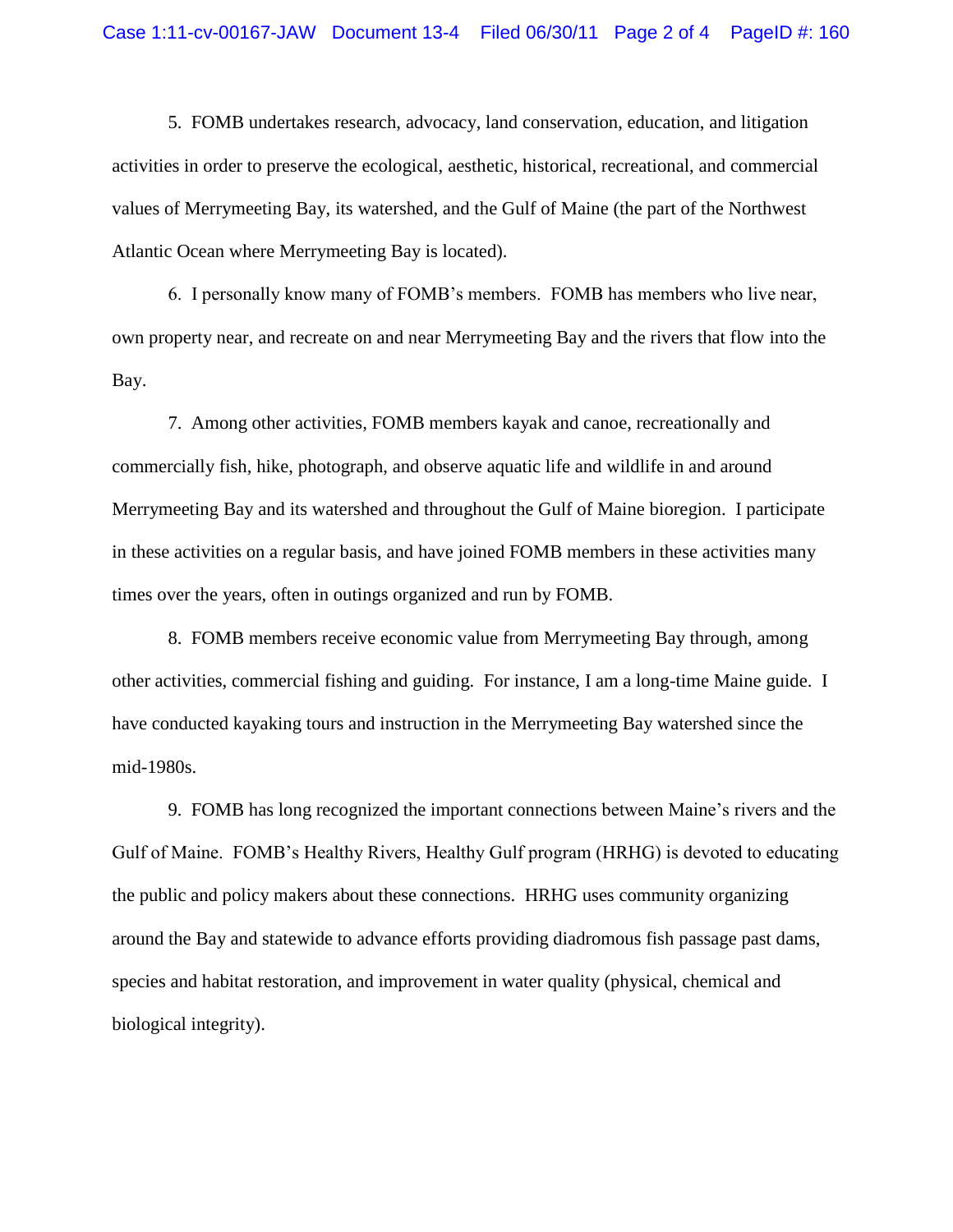5. FOMB undertakes research, advocacy, land conservation, education, and litigation activities in order to preserve the ecological, aesthetic, historical, recreational, and commercial values of Merrymeeting Bay, its watershed, and the Gulf of Maine (the part of the Northwest Atlantic Ocean where Merrymeeting Bay is located).

6. I personally know many of FOMB's members. FOMB has members who live near, own property near, and recreate on and near Merrymeeting Bay and the rivers that flow into the Bay.

7. Among other activities, FOMB members kayak and canoe, recreationally and commercially fish, hike, photograph, and observe aquatic life and wildlife in and around Merrymeeting Bay and its watershed and throughout the Gulf of Maine bioregion. I participate in these activities on a regular basis, and have joined FOMB members in these activities many times over the years, often in outings organized and run by FOMB.

8. FOMB members receive economic value from Merrymeeting Bay through, among other activities, commercial fishing and guiding. For instance, I am a long-time Maine guide. I have conducted kayaking tours and instruction in the Merrymeeting Bay watershed since the mid-1980s.

9. FOMB has long recognized the important connections between Maine's rivers and the Gulf of Maine. FOMB's Healthy Rivers, Healthy Gulf program (HRHG) is devoted to educating the public and policy makers about these connections. HRHG uses community organizing around the Bay and statewide to advance efforts providing diadromous fish passage past dams, species and habitat restoration, and improvement in water quality (physical, chemical and biological integrity).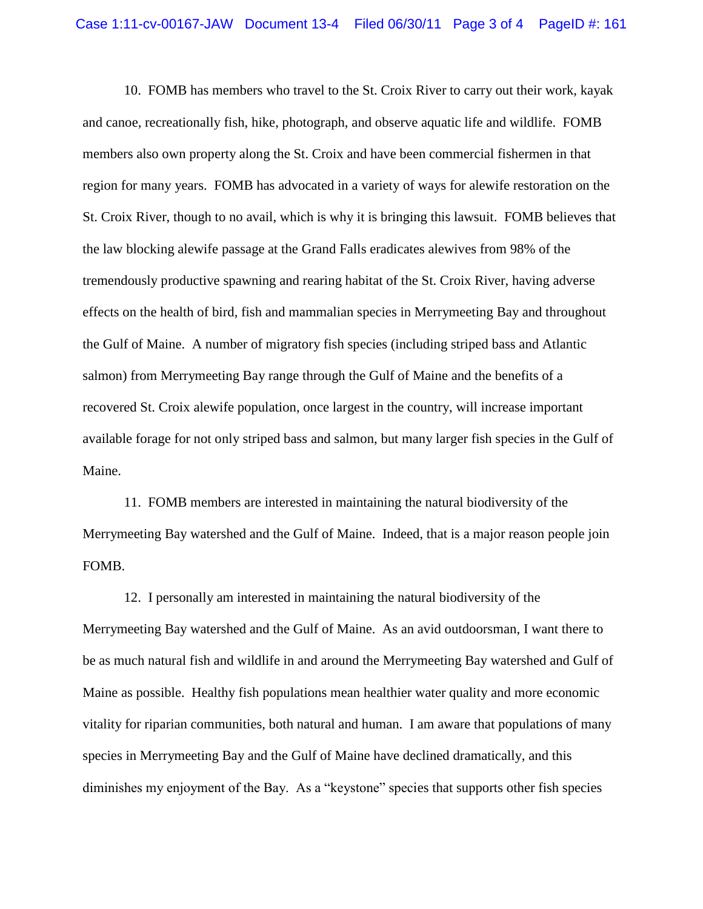10. FOMB has members who travel to the St. Croix River to carry out their work, kayak and canoe, recreationally fish, hike, photograph, and observe aquatic life and wildlife. FOMB members also own property along the St. Croix and have been commercial fishermen in that region for many years. FOMB has advocated in a variety of ways for alewife restoration on the St. Croix River, though to no avail, which is why it is bringing this lawsuit. FOMB believes that the law blocking alewife passage at the Grand Falls eradicates alewives from 98% of the tremendously productive spawning and rearing habitat of the St. Croix River, having adverse effects on the health of bird, fish and mammalian species in Merrymeeting Bay and throughout the Gulf of Maine. A number of migratory fish species (including striped bass and Atlantic salmon) from Merrymeeting Bay range through the Gulf of Maine and the benefits of a recovered St. Croix alewife population, once largest in the country, will increase important available forage for not only striped bass and salmon, but many larger fish species in the Gulf of Maine.

11. FOMB members are interested in maintaining the natural biodiversity of the Merrymeeting Bay watershed and the Gulf of Maine. Indeed, that is a major reason people join FOMB.

12. I personally am interested in maintaining the natural biodiversity of the Merrymeeting Bay watershed and the Gulf of Maine. As an avid outdoorsman, I want there to be as much natural fish and wildlife in and around the Merrymeeting Bay watershed and Gulf of Maine as possible. Healthy fish populations mean healthier water quality and more economic vitality for riparian communities, both natural and human. I am aware that populations of many species in Merrymeeting Bay and the Gulf of Maine have declined dramatically, and this diminishes my enjoyment of the Bay. As a "keystone" species that supports other fish species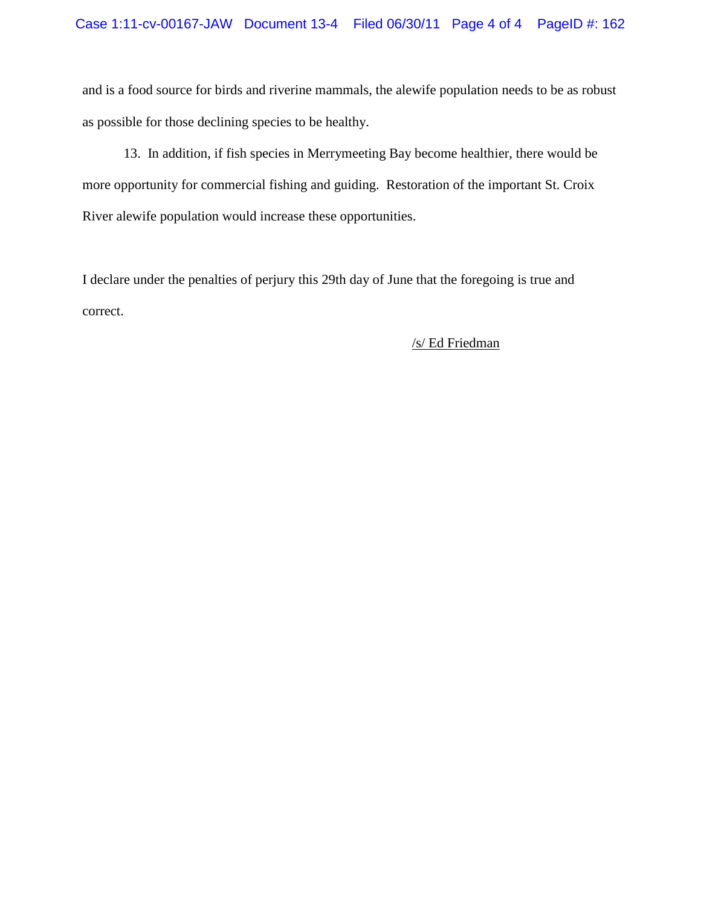and is a food source for birds and riverine mammals, the alewife population needs to be as robust as possible for those declining species to be healthy.

13. In addition, if fish species in Merrymeeting Bay become healthier, there would be more opportunity for commercial fishing and guiding. Restoration of the important St. Croix River alewife population would increase these opportunities.

I declare under the penalties of perjury this 29th day of June that the foregoing is true and correct.

/s/ Ed Friedman